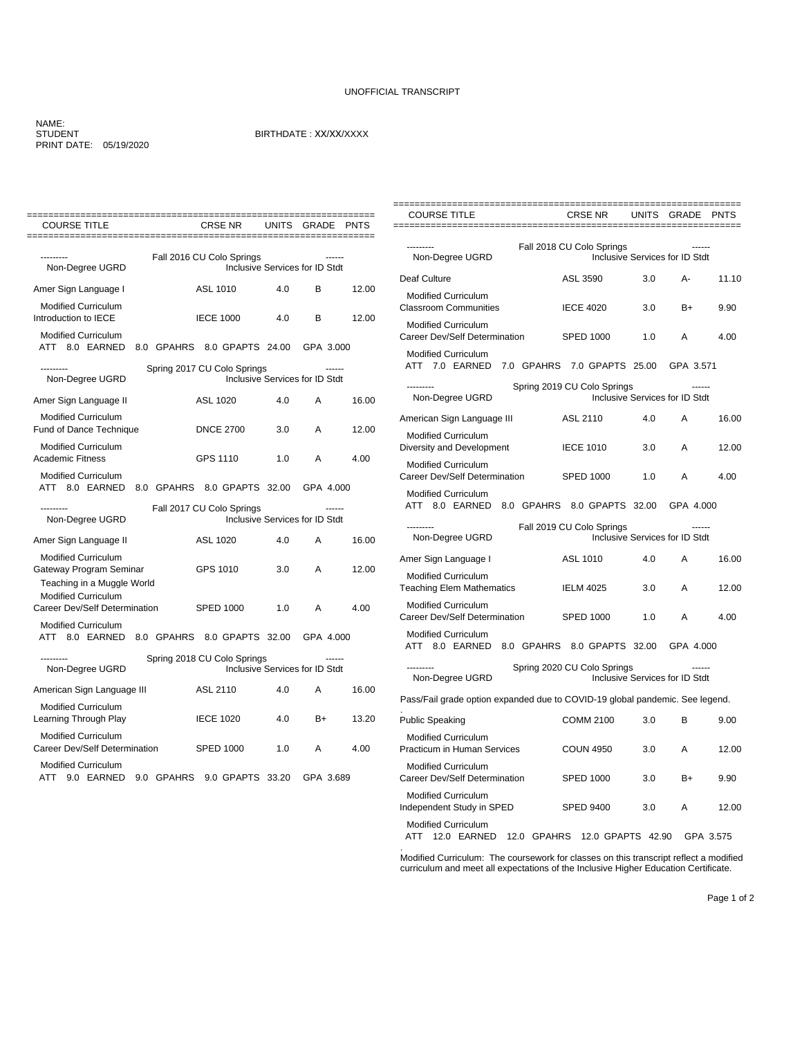UNOFFICIAL TRANSCRIPT

NAME:
STUDENT
PRINT DATE: 05/19/2020

BIRTHDATE : XX/XX/XXXX

| COURSE TITLE | CRSE NR | UNITS | GRADE | PNTS |
|---|---|---|---|---|
| --------- Fall 2016 CU Colo Springs ------ | | | | |
| Non-Degree UGRD — Inclusive Services for ID Stdt | | | | |
| Amer Sign Language I | ASL 1010 | 4.0 | B | 12.00 |
| Modified Curriculum | | | | |
| Introduction to IECE | IECE 1000 | 4.0 | B | 12.00 |
| Modified Curriculum | | | | |
| ATT 8.0 EARNED 8.0 GPAHRS 8.0 GPAPTS 24.00 GPA 3.000 | | | | |
| --------- Spring 2017 CU Colo Springs ------ | | | | |
| Non-Degree UGRD — Inclusive Services for ID Stdt | | | | |
| Amer Sign Language II | ASL 1020 | 4.0 | A | 16.00 |
| Modified Curriculum | | | | |
| Fund of Dance Technique | DNCE 2700 | 3.0 | A | 12.00 |
| Modified Curriculum | | | | |
| Academic Fitness | GPS 1110 | 1.0 | A | 4.00 |
| Modified Curriculum | | | | |
| ATT 8.0 EARNED 8.0 GPAHRS 8.0 GPAPTS 32.00 GPA 4.000 | | | | |
| --------- Fall 2017 CU Colo Springs ------ | | | | |
| Non-Degree UGRD — Inclusive Services for ID Stdt | | | | |
| Amer Sign Language II | ASL 1020 | 4.0 | A | 16.00 |
| Modified Curriculum | | | | |
| Gateway Program Seminar | GPS 1010 | 3.0 | A | 12.00 |
| Teaching in a Muggle World | | | | |
| Modified Curriculum | | | | |
| Career Dev/Self Determination | SPED 1000 | 1.0 | A | 4.00 |
| Modified Curriculum | | | | |
| ATT 8.0 EARNED 8.0 GPAHRS 8.0 GPAPTS 32.00 GPA 4.000 | | | | |
| --------- Spring 2018 CU Colo Springs ------ | | | | |
| Non-Degree UGRD — Inclusive Services for ID Stdt | | | | |
| American Sign Language III | ASL 2110 | 4.0 | A | 16.00 |
| Modified Curriculum | | | | |
| Learning Through Play | IECE 1020 | 4.0 | B+ | 13.20 |
| Modified Curriculum | | | | |
| Career Dev/Self Determination | SPED 1000 | 1.0 | A | 4.00 |
| Modified Curriculum | | | | |
| ATT 9.0 EARNED 9.0 GPAHRS 9.0 GPAPTS 33.20 GPA 3.689 | | | | |

| COURSE TITLE | CRSE NR | UNITS | GRADE | PNTS |
|---|---|---|---|---|
| --------- Fall 2018 CU Colo Springs ------ | | | | |
| Non-Degree UGRD — Inclusive Services for ID Stdt | | | | |
| Deaf Culture | ASL 3590 | 3.0 | A- | 11.10 |
| Modified Curriculum | | | | |
| Classroom Communities | IECE 4020 | 3.0 | B+ | 9.90 |
| Modified Curriculum | | | | |
| Career Dev/Self Determination | SPED 1000 | 1.0 | A | 4.00 |
| Modified Curriculum | | | | |
| ATT 7.0 EARNED 7.0 GPAHRS 7.0 GPAPTS 25.00 GPA 3.571 | | | | |
| --------- Spring 2019 CU Colo Springs ------ | | | | |
| Non-Degree UGRD — Inclusive Services for ID Stdt | | | | |
| American Sign Language III | ASL 2110 | 4.0 | A | 16.00 |
| Modified Curriculum | | | | |
| Diversity and Development | IECE 1010 | 3.0 | A | 12.00 |
| Modified Curriculum | | | | |
| Career Dev/Self Determination | SPED 1000 | 1.0 | A | 4.00 |
| Modified Curriculum | | | | |
| ATT 8.0 EARNED 8.0 GPAHRS 8.0 GPAPTS 32.00 GPA 4.000 | | | | |
| --------- Fall 2019 CU Colo Springs ------ | | | | |
| Non-Degree UGRD — Inclusive Services for ID Stdt | | | | |
| Amer Sign Language I | ASL 1010 | 4.0 | A | 16.00 |
| Modified Curriculum | | | | |
| Teaching Elem Mathematics | IELM 4025 | 3.0 | A | 12.00 |
| Modified Curriculum | | | | |
| Career Dev/Self Determination | SPED 1000 | 1.0 | A | 4.00 |
| Modified Curriculum | | | | |
| ATT 8.0 EARNED 8.0 GPAHRS 8.0 GPAPTS 32.00 GPA 4.000 | | | | |
| --------- Spring 2020 CU Colo Springs ------ | | | | |
| Non-Degree UGRD — Inclusive Services for ID Stdt | | | | |
| Pass/Fail grade option expanded due to COVID-19 global pandemic. See legend. | | | | |
| Public Speaking | COMM 2100 | 3.0 | B | 9.00 |
| Modified Curriculum | | | | |
| Practicum in Human Services | COUN 4950 | 3.0 | A | 12.00 |
| Modified Curriculum | | | | |
| Career Dev/Self Determination | SPED 1000 | 3.0 | B+ | 9.90 |
| Modified Curriculum | | | | |
| Independent Study in SPED | SPED 9400 | 3.0 | A | 12.00 |
| Modified Curriculum | | | | |
| ATT 12.0 EARNED 12.0 GPAHRS 12.0 GPAPTS 42.90 GPA 3.575 | | | | |

Modified Curriculum: The coursework for classes on this transcript reflect a modified curriculum and meet all expectations of the Inclusive Higher Education Certificate.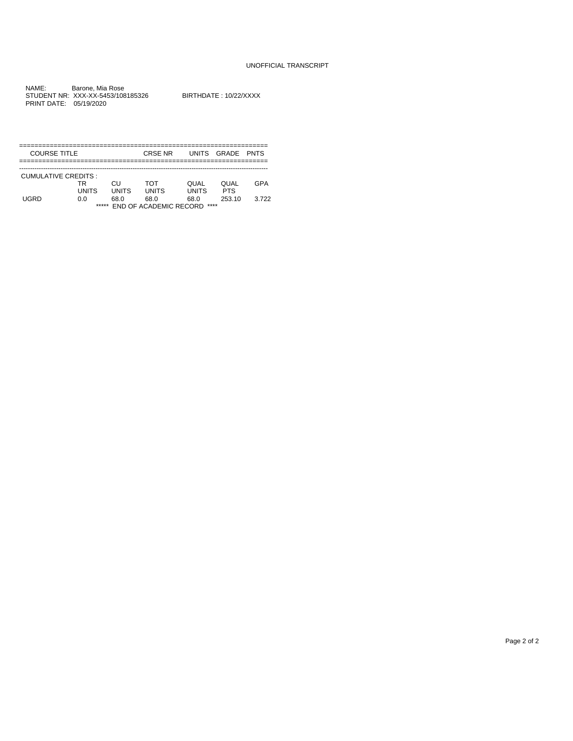UNOFFICIAL TRANSCRIPT

NAME: Barone, Mia Rose
STUDENT NR: XXX-XX-5453/108185326
BIRTHDATE : 10/22/XXXX
PRINT DATE: 05/19/2020

| COURSE TITLE | CRSE NR | UNITS | GRADE | PNTS |
|---|---|---|---|---|

CUMULATIVE CREDITS :

| | TR UNITS | CU UNITS | TOT UNITS | QUAL UNITS | QUAL PTS | GPA |
|---|---|---|---|---|---|---|
| UGRD | 0.0 | 68.0 | 68.0 | 68.0 | 253.10 | 3.722 |

***** END OF ACADEMIC RECORD ****